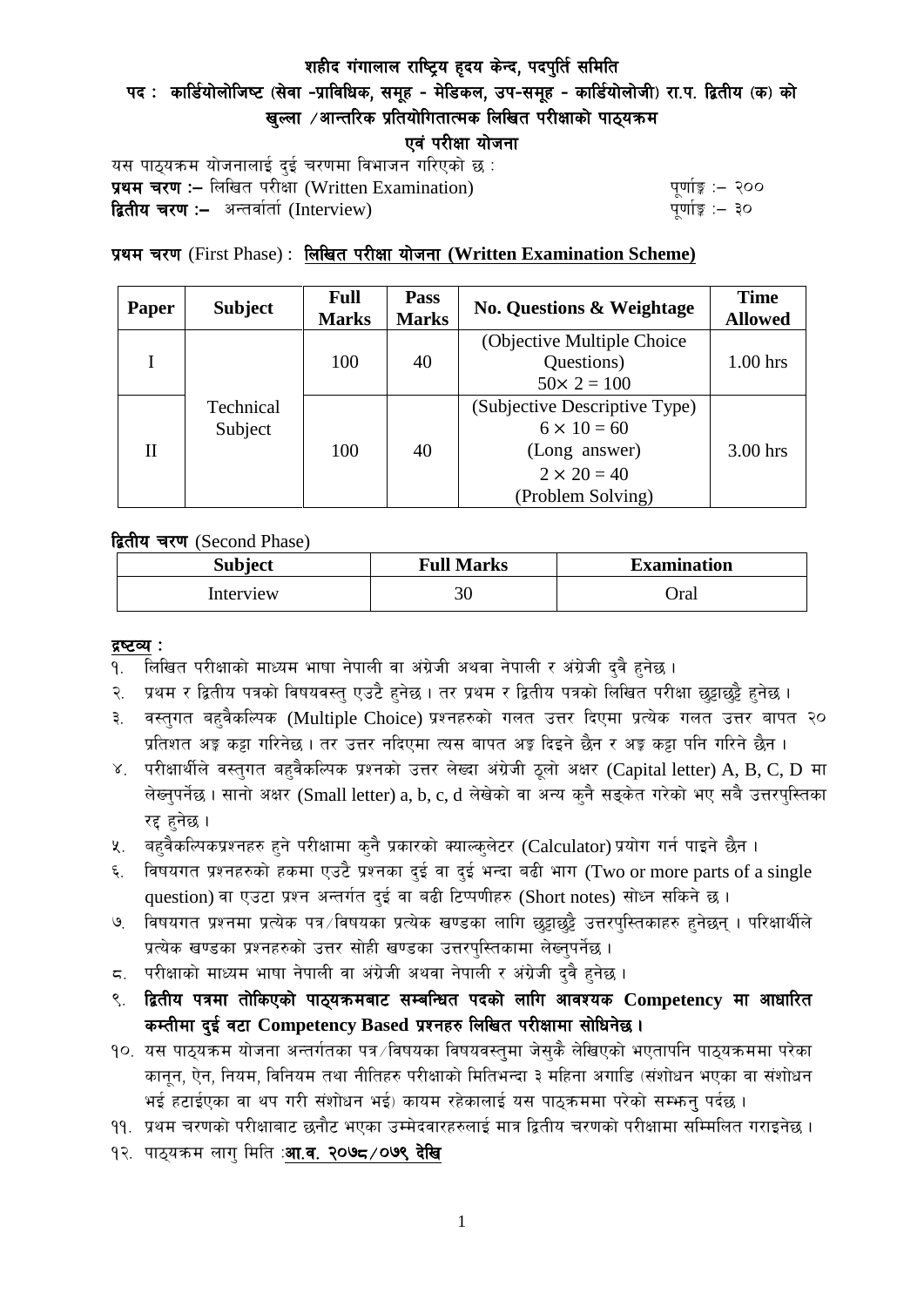# शहीद गंगालाल राष्ट्रिय हृदय केन्द, पदपुर्ति समिति

## पद : कार्डियोलोजिष्ट (सेवा -प्राविधिक, समूह - मेडिकल, उप-समूह - कार्डियोलोजी) रा.प. द्वितीय (क) को खुल्ला /आन्तरिक प्रतियोगितात्मक लिखित परीक्षाको पाठ्यक्रम

## एवं परीक्षा योजना

यस पाठ्यक्रम योजनालाई दुई चरणमा विभाजन गरिएको छ :

**प्रथम चरण :–** लिखित परीक्षा (Written Examination) पूर्णाङ्क :– २००

**द्वितीय चरण :–** अन्तर्वार्ता (Interview) पूर्णाङ्क :– ३०

**प्रथम चरण** (First Phase) : **लिखित परीक्षा योजना (Written Examination Scheme)**

| Paper | Subject | Full Marks | Pass Marks | No. Questions & Weightage | Time Allowed |
|---|---|---|---|---|---|
| I | Technical Subject | 100 | 40 | (Objective Multiple Choice Questions) $50\times 2 = 100$ | 1.00 hrs |
| II | | 100 | 40 | (Subjective Descriptive Type) $6 \times 10 = 60$ (Long answer) $2 \times 20 = 40$ (Problem Solving) | 3.00 hrs |

**द्वितीय चरण** (Second Phase)

| Subject | Full Marks | Examination |
|---|---|---|
| Interview | 30 | Oral |

**द्रष्टव्य :**

१. लिखित परीक्षाको माध्यम भाषा नेपाली वा अंग्रेजी अथवा नेपाली र अंग्रेजी दुवै हुनेछ ।

२. प्रथम र द्वितीय पत्रको विषयवस्तु एउटै हुनेछ । तर प्रथम र द्वितीय पत्रको लिखित परीक्षा छुट्टाछुट्टै हुनेछ ।

३. वस्तुगत बहुवैकल्पिक (Multiple Choice) प्रश्नहरुको गलत उत्तर दिएमा प्रत्येक गलत उत्तर बापत २० प्रतिशत अङ्क कट्टा गरिनेछ । तर उत्तर नदिएमा त्यस बापत अङ्क दिइने छैन र अङ्क कट्टा पनि गरिने छैन ।

४. परीक्षार्थीले वस्तुगत बहुवैकल्पिक प्रश्नको उत्तर लेख्दा अंग्रेजी ठूलो अक्षर (Capital letter) A, B, C, D मा लेख्नुपर्नेछ । सानो अक्षर (Small letter) a, b, c, d लेखेको वा अन्य कुनै सङ्केत गरेको भए सबै उत्तरपुस्तिका रद्द हुनेछ ।

५. बहुवैकल्पिकप्रश्नहरु हुने परीक्षामा कुनै प्रकारको क्याल्कुलेटर (Calculator) प्रयोग गर्न पाइने छैन ।

६. विषयगत प्रश्नहरुको हकमा एउटै प्रश्नका दुई वा दुई भन्दा बढी भाग (Two or more parts of a single question) वा एउटा प्रश्न अन्तर्गत दुई वा बढी टिप्पणीहरु (Short notes) सोध्न सकिने छ ।

७. विषयगत प्रश्नमा प्रत्येक पत्र/विषयका प्रत्येक खण्डका लागि छुट्टाछुट्टै उत्तरपुस्तिकाहरु हुनेछन् । परिक्षार्थीले प्रत्येक खण्डका प्रश्नहरुको उत्तर सोही खण्डका उत्तरपुस्तिकामा लेख्नुपर्नेछ ।

८. परीक्षाको माध्यम भाषा नेपाली वा अंग्रेजी अथवा नेपाली र अंग्रेजी दुवै हुनेछ ।

९. **द्वितीय पत्रमा तोकिएको पाठ्यक्रमबाट सम्बन्धित पदको लागि आवश्यक Competency मा आधारित कम्तीमा दुई वटा Competency Based प्रश्नहरु लिखित परीक्षामा सोधिनेछ ।**

१०. यस पाठ्यक्रम योजना अन्तर्गतका पत्र/विषयका विषयवस्तुमा जेसुकै लेखिएको भएतापनि पाठ्यक्रममा परेका कानून, ऐन, नियम, विनियम तथा नीतिहरु परीक्षाको मितिभन्दा ३ महिना अगाडि (संशोधन भएका वा संशोधन भई हटाईएका वा थप गरी संशोधन भई) कायम रहेकालाई यस पाठ्क्रममा परेको सम्झनु पर्दछ ।

११. प्रथम चरणको परीक्षाबाट छनौट भएका उम्मेदवारहरुलाई मात्र द्वितीय चरणको परीक्षामा सम्मिलित गराइनेछ ।

१२. पाठ्यक्रम लागु मिति :**आ.व. २०७८/०७९ देखि**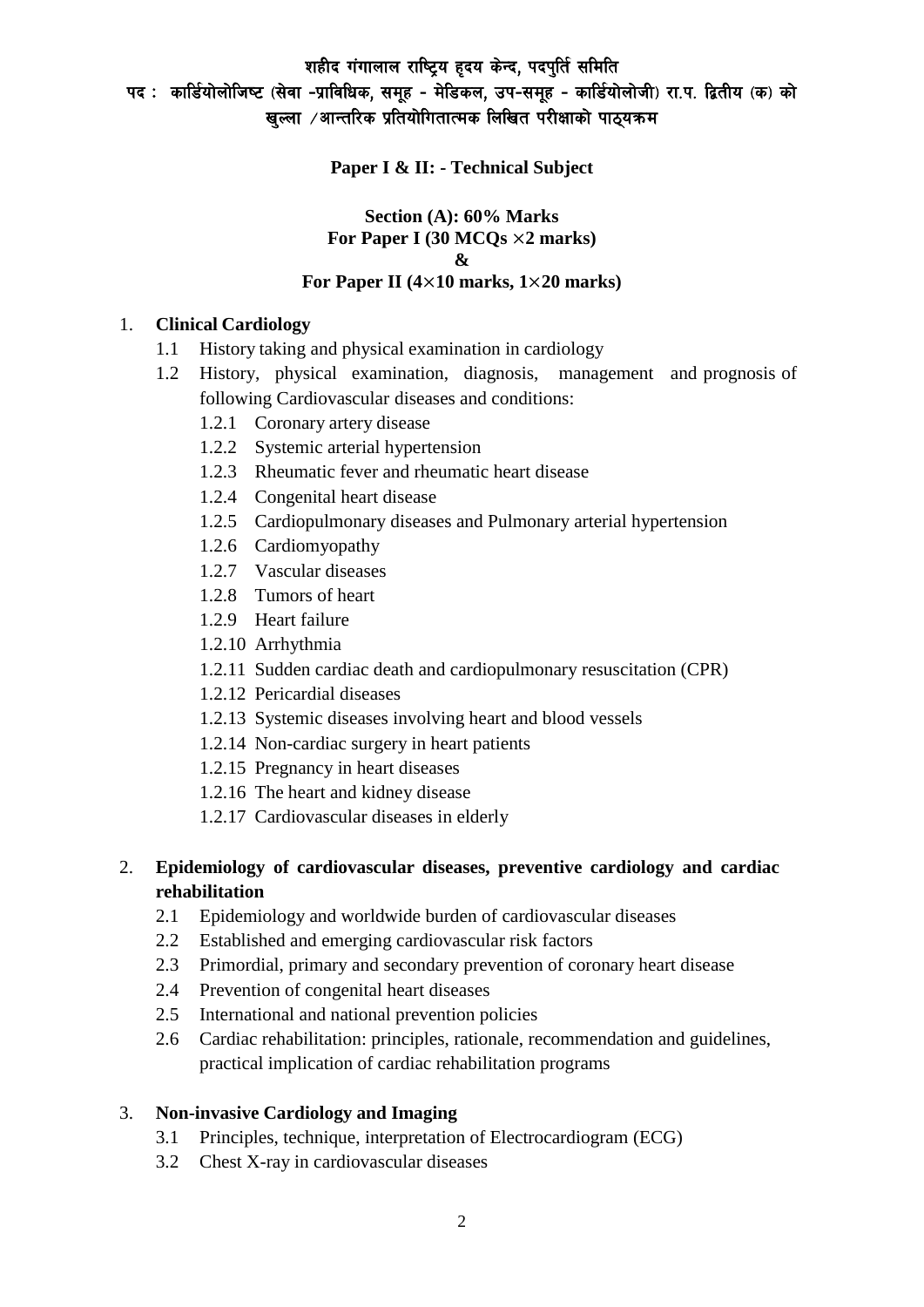# शहीद गंगालाल राष्ट्रिय हृदय केन्द, पदपुर्ति समिति

## पद : कार्डियोलोजिष्ट (सेवा -प्राविधिक, समूह - मेडिकल, उप-समूह - कार्डियोलोजी) रा.प. द्वितीय (क) को खुल्ला /आन्तरिक प्रतियोगितात्मक लिखित परीक्षाको पाठ्यक्रम

**Paper I & II: - Technical Subject**

**Section (A): 60% Marks**
**For Paper I (30 MCQs ×2 marks)**
**&**
**For Paper II (4×10 marks, 1×20 marks)**

1. **Clinical Cardiology**
   - 1.1 History taking and physical examination in cardiology
   - 1.2 History, physical examination, diagnosis, management and prognosis of following Cardiovascular diseases and conditions:
     - 1.2.1 Coronary artery disease
     - 1.2.2 Systemic arterial hypertension
     - 1.2.3 Rheumatic fever and rheumatic heart disease
     - 1.2.4 Congenital heart disease
     - 1.2.5 Cardiopulmonary diseases and Pulmonary arterial hypertension
     - 1.2.6 Cardiomyopathy
     - 1.2.7 Vascular diseases
     - 1.2.8 Tumors of heart
     - 1.2.9 Heart failure
     - 1.2.10 Arrhythmia
     - 1.2.11 Sudden cardiac death and cardiopulmonary resuscitation (CPR)
     - 1.2.12 Pericardial diseases
     - 1.2.13 Systemic diseases involving heart and blood vessels
     - 1.2.14 Non-cardiac surgery in heart patients
     - 1.2.15 Pregnancy in heart diseases
     - 1.2.16 The heart and kidney disease
     - 1.2.17 Cardiovascular diseases in elderly

2. **Epidemiology of cardiovascular diseases, preventive cardiology and cardiac rehabilitation**
   - 2.1 Epidemiology and worldwide burden of cardiovascular diseases
   - 2.2 Established and emerging cardiovascular risk factors
   - 2.3 Primordial, primary and secondary prevention of coronary heart disease
   - 2.4 Prevention of congenital heart diseases
   - 2.5 International and national prevention policies
   - 2.6 Cardiac rehabilitation: principles, rationale, recommendation and guidelines, practical implication of cardiac rehabilitation programs

3. **Non-invasive Cardiology and Imaging**
   - 3.1 Principles, technique, interpretation of Electrocardiogram (ECG)
   - 3.2 Chest X-ray in cardiovascular diseases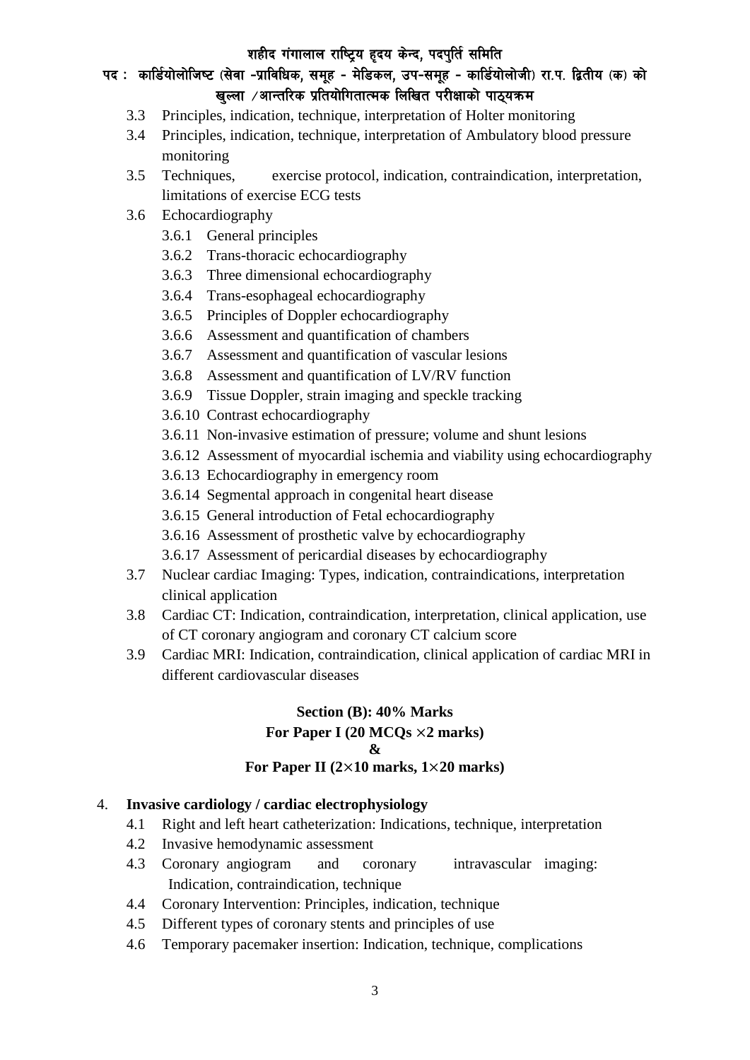3.3 Principles, indication, technique, interpretation of Holter monitoring

3.4 Principles, indication, technique, interpretation of Ambulatory blood pressure monitoring

3.5 Techniques, exercise protocol, indication, contraindication, interpretation, limitations of exercise ECG tests

3.6 Echocardiography

- 3.6.1 General principles
- 3.6.2 Trans-thoracic echocardiography
- 3.6.3 Three dimensional echocardiography
- 3.6.4 Trans-esophageal echocardiography
- 3.6.5 Principles of Doppler echocardiography
- 3.6.6 Assessment and quantification of chambers
- 3.6.7 Assessment and quantification of vascular lesions
- 3.6.8 Assessment and quantification of LV/RV function
- 3.6.9 Tissue Doppler, strain imaging and speckle tracking
- 3.6.10 Contrast echocardiography
- 3.6.11 Non-invasive estimation of pressure; volume and shunt lesions
- 3.6.12 Assessment of myocardial ischemia and viability using echocardiography
- 3.6.13 Echocardiography in emergency room
- 3.6.14 Segmental approach in congenital heart disease
- 3.6.15 General introduction of Fetal echocardiography
- 3.6.16 Assessment of prosthetic valve by echocardiography
- 3.6.17 Assessment of pericardial diseases by echocardiography

3.7 Nuclear cardiac Imaging: Types, indication, contraindications, interpretation clinical application

3.8 Cardiac CT: Indication, contraindication, interpretation, clinical application, use of CT coronary angiogram and coronary CT calcium score

3.9 Cardiac MRI: Indication, contraindication, clinical application of cardiac MRI in different cardiovascular diseases

**Section (B): 40% Marks**
**For Paper I (20 MCQs ×2 marks)**
**&**
**For Paper II (2×10 marks, 1×20 marks)**

4. **Invasive cardiology / cardiac electrophysiology**

4.1 Right and left heart catheterization: Indications, technique, interpretation

4.2 Invasive hemodynamic assessment

4.3 Coronary angiogram and coronary intravascular imaging: Indication, contraindication, technique

4.4 Coronary Intervention: Principles, indication, technique

4.5 Different types of coronary stents and principles of use

4.6 Temporary pacemaker insertion: Indication, technique, complications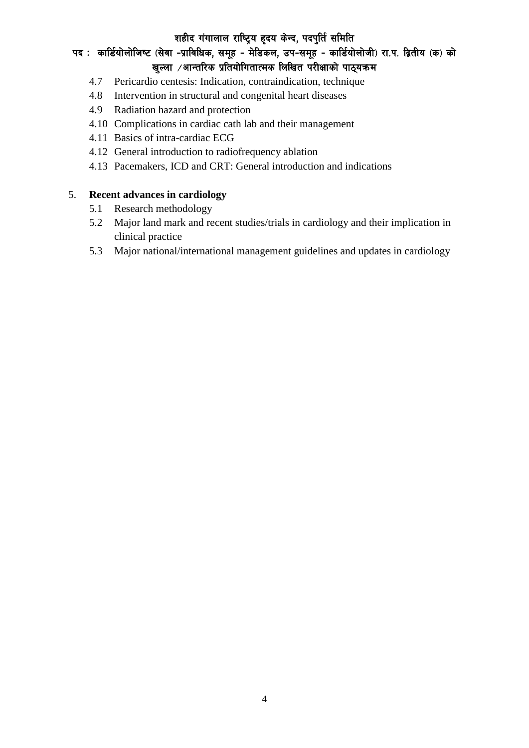4.7 Pericardio centesis: Indication, contraindication, technique
4.8 Intervention in structural and congenital heart diseases
4.9 Radiation hazard and protection
4.10 Complications in cardiac cath lab and their management
4.11 Basics of intra-cardiac ECG
4.12 General introduction to radiofrequency ablation
4.13 Pacemakers, ICD and CRT: General introduction and indications

5. **Recent advances in cardiology**
   5.1 Research methodology
   5.2 Major land mark and recent studies/trials in cardiology and their implication in clinical practice
   5.3 Major national/international management guidelines and updates in cardiology